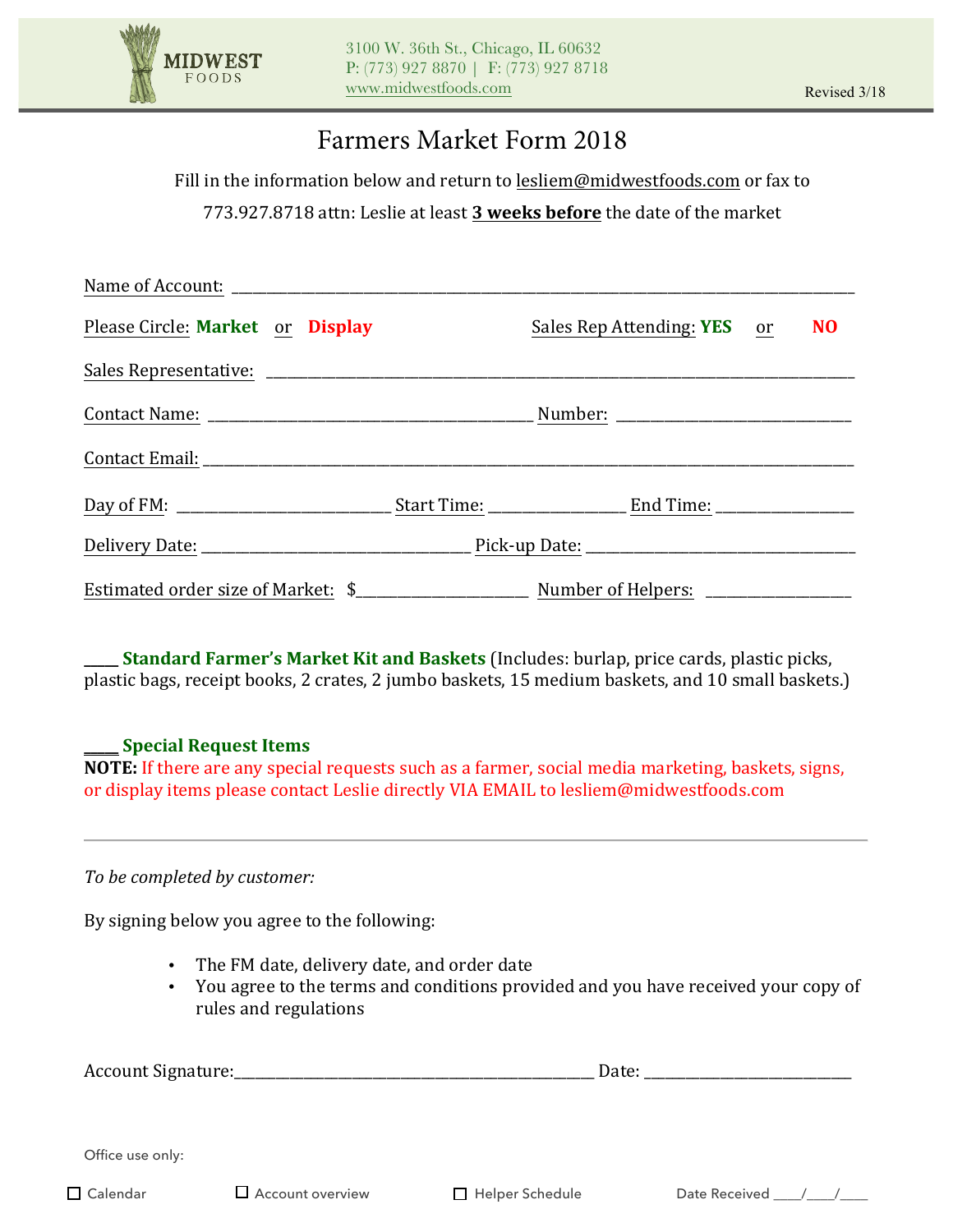MIDWEST FOODS

3100 W. 36th St., Chicago, IL 60632
P: (773) 927 8870 | F: (773) 927 8718
www.midwestfoods.com

Revised 3/18

# Farmers Market Form 2018

Fill in the information below and return to lesliem@midwestfoods.com or fax to 773.927.8718 attn: Leslie at least **3 weeks before** the date of the market

Name of Account: ______________________________________________

Please Circle: **Market** or **Display** Sales Rep Attending: **YES** or **NO**

Sales Representative: ______________________________________________

Contact Name: ____________________________ Number: ____________________

Contact Email: ______________________________________________

Day of FM: __________________ Start Time: ____________ End Time: ____________

Delivery Date: ________________________ Pick-up Date: ________________________

Estimated order size of Market: $________________ Number of Helpers: _____________

____ **Standard Farmer's Market Kit and Baskets** (Includes: burlap, price cards, plastic picks, plastic bags, receipt books, 2 crates, 2 jumbo baskets, 15 medium baskets, and 10 small baskets.)

____ **Special Request Items**
**NOTE:** If there are any special requests such as a farmer, social media marketing, baskets, signs, or display items please contact Leslie directly VIA EMAIL to lesliem@midwestfoods.com

---

*To be completed by customer:*

By signing below you agree to the following:

- The FM date, delivery date, and order date
- You agree to the terms and conditions provided and you have received your copy of rules and regulations

Account Signature:________________________________ Date: ____________________

Office use only:

☐ Calendar ☐ Account overview ☐ Helper Schedule Date Received ____/____/____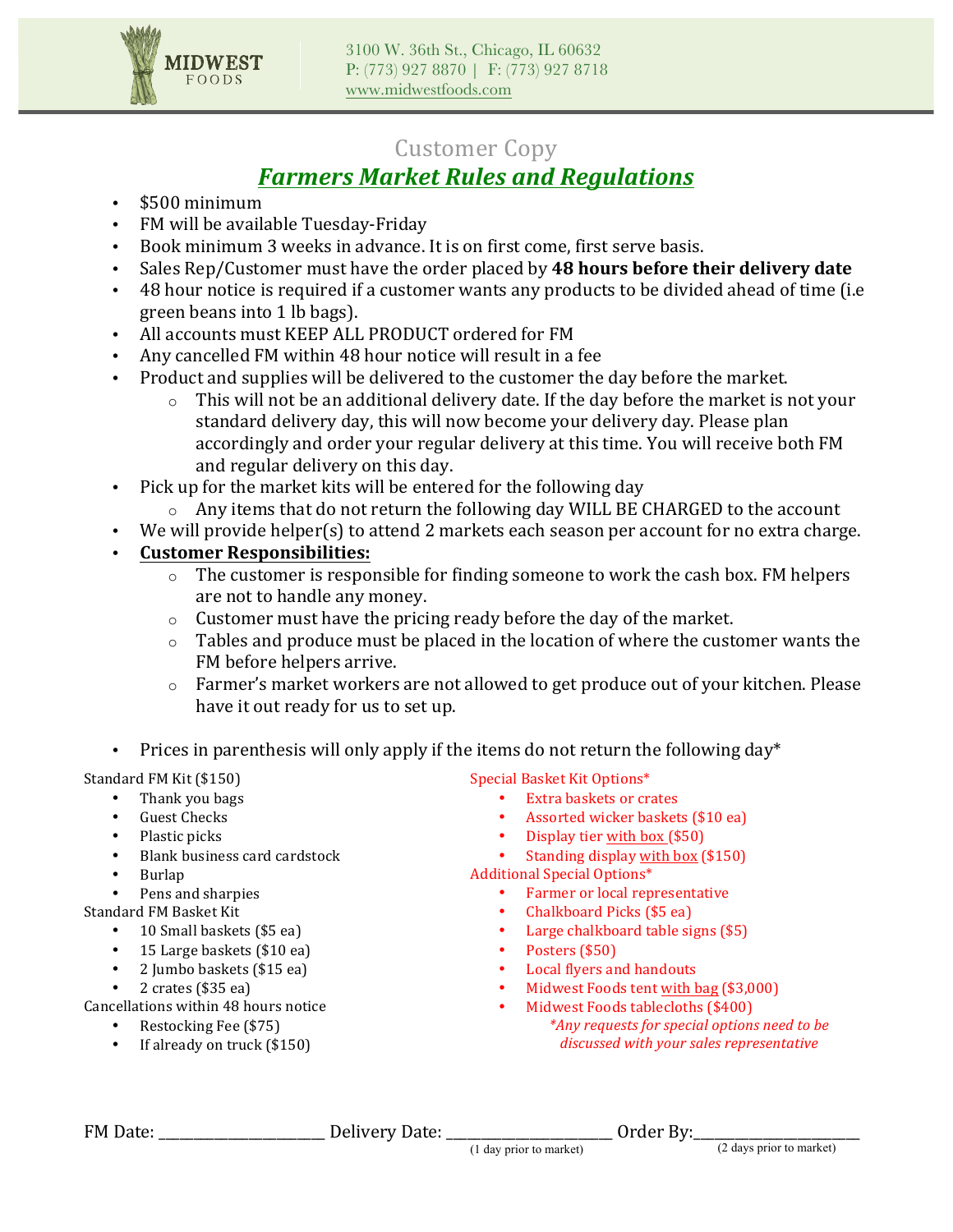MIDWEST FOODS

3100 W. 36th St., Chicago, IL 60632
P: (773) 927 8870 | F: (773) 927 8718
www.midwestfoods.com

Customer Copy

# ***Farmers Market Rules and Regulations***

- $500 minimum
- FM will be available Tuesday-Friday
- Book minimum 3 weeks in advance. It is on first come, first serve basis.
- Sales Rep/Customer must have the order placed by **48 hours before their delivery date**
- 48 hour notice is required if a customer wants any products to be divided ahead of time (i.e green beans into 1 lb bags).
- All accounts must KEEP ALL PRODUCT ordered for FM
- Any cancelled FM within 48 hour notice will result in a fee
- Product and supplies will be delivered to the customer the day before the market.
  - This will not be an additional delivery date. If the day before the market is not your standard delivery day, this will now become your delivery day. Please plan accordingly and order your regular delivery at this time. You will receive both FM and regular delivery on this day.
- Pick up for the market kits will be entered for the following day
  - Any items that do not return the following day WILL BE CHARGED to the account
- We will provide helper(s) to attend 2 markets each season per account for no extra charge.
- **Customer Responsibilities:**
  - The customer is responsible for finding someone to work the cash box. FM helpers are not to handle any money.
  - Customer must have the pricing ready before the day of the market.
  - Tables and produce must be placed in the location of where the customer wants the FM before helpers arrive.
  - Farmer's market workers are not allowed to get produce out of your kitchen. Please have it out ready for us to set up.

- Prices in parenthesis will only apply if the items do not return the following day*

Standard FM Kit ($150)
- Thank you bags
- Guest Checks
- Plastic picks
- Blank business card cardstock
- Burlap
- Pens and sharpies

Standard FM Basket Kit
- 10 Small baskets ($5 ea)
- 15 Large baskets ($10 ea)
- 2 Jumbo baskets ($15 ea)
- 2 crates ($35 ea)

Cancellations within 48 hours notice
- Restocking Fee ($75)
- If already on truck ($150)

Special Basket Kit Options*
- Extra baskets or crates
- Assorted wicker baskets ($10 ea)
- Display tier with box ($50)
- Standing display with box ($150)

Additional Special Options*
- Farmer or local representative
- Chalkboard Picks ($5 ea)
- Large chalkboard table signs ($5)
- Posters ($50)
- Local flyers and handouts
- Midwest Foods tent with bag ($3,000)
- Midwest Foods tablecloths ($400)

*\*Any requests for special options need to be discussed with your sales representative*

FM Date: ____________________ Delivery Date: ____________________ Order By: ____________________
(1 day prior to market) (2 days prior to market)